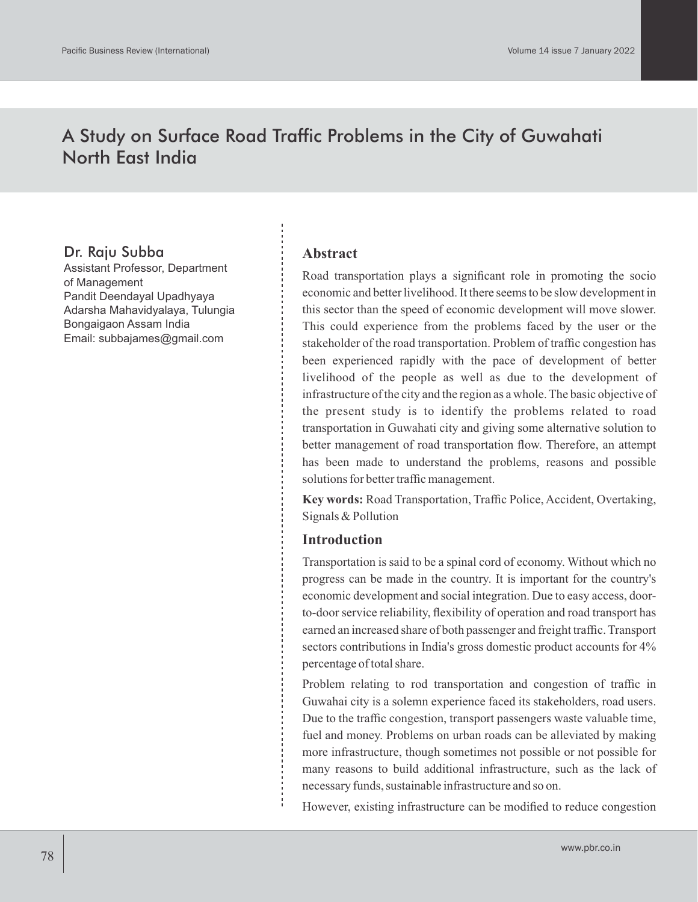# A Study on Surface Road Traffic Problems in the City of Guwahati North East India

**Dr. Raju Subba**
Assistant Professor, Department of Management
Pandit Deendayal Upadhyaya Adarsha Mahavidyalaya, Tulungia
Bongaigaon Assam India
Email: subbajames@gmail.com

## Abstract

Road transportation plays a significant role in promoting the socio economic and better livelihood. It there seems to be slow development in this sector than the speed of economic development will move slower. This could experience from the problems faced by the user or the stakeholder of the road transportation. Problem of traffic congestion has been experienced rapidly with the pace of development of better livelihood of the people as well as due to the development of infrastructure of the city and the region as a whole. The basic objective of the present study is to identify the problems related to road transportation in Guwahati city and giving some alternative solution to better management of road transportation flow. Therefore, an attempt has been made to understand the problems, reasons and possible solutions for better traffic management.

**Key words:** Road Transportation, Traffic Police, Accident, Overtaking, Signals & Pollution

## Introduction

Transportation is said to be a spinal cord of economy. Without which no progress can be made in the country. It is important for the country's economic development and social integration. Due to easy access, door-to-door service reliability, flexibility of operation and road transport has earned an increased share of both passenger and freight traffic. Transport sectors contributions in India's gross domestic product accounts for 4% percentage of total share.

Problem relating to rod transportation and congestion of traffic in Guwahai city is a solemn experience faced its stakeholders, road users. Due to the traffic congestion, transport passengers waste valuable time, fuel and money. Problems on urban roads can be alleviated by making more infrastructure, though sometimes not possible or not possible for many reasons to build additional infrastructure, such as the lack of necessary funds, sustainable infrastructure and so on.

However, existing infrastructure can be modified to reduce congestion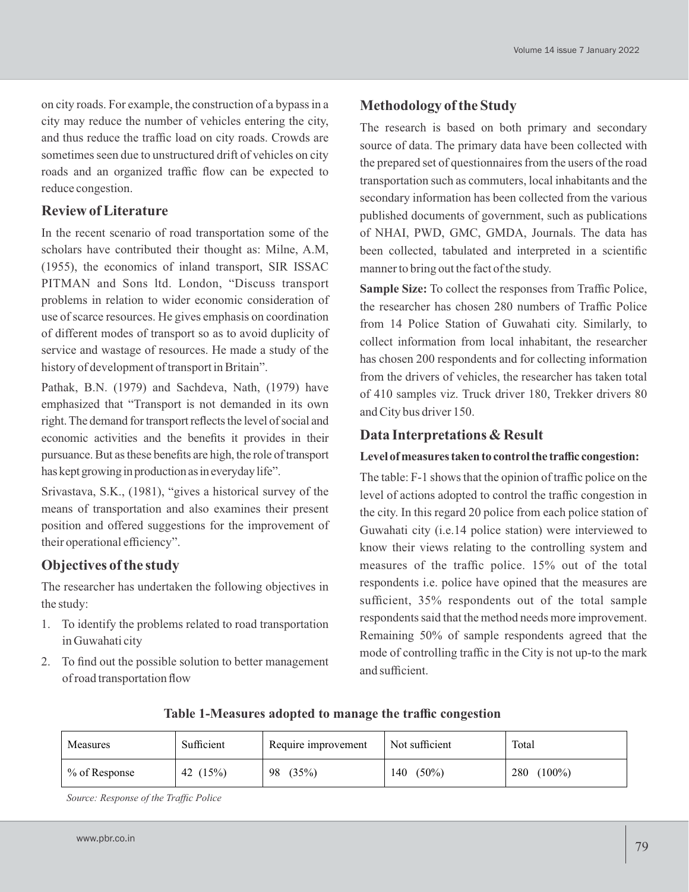on city roads. For example, the construction of a bypass in a city may reduce the number of vehicles entering the city, and thus reduce the traffic load on city roads. Crowds are sometimes seen due to unstructured drift of vehicles on city roads and an organized traffic flow can be expected to reduce congestion.

## Review of Literature

In the recent scenario of road transportation some of the scholars have contributed their thought as: Milne, A.M, (1955), the economics of inland transport, SIR ISSAC PITMAN and Sons ltd. London, "Discuss transport problems in relation to wider economic consideration of use of scarce resources. He gives emphasis on coordination of different modes of transport so as to avoid duplicity of service and wastage of resources. He made a study of the history of development of transport in Britain".

Pathak, B.N. (1979) and Sachdeva, Nath, (1979) have emphasized that "Transport is not demanded in its own right. The demand for transport reflects the level of social and economic activities and the benefits it provides in their pursuance. But as these benefits are high, the role of transport has kept growing in production as in everyday life".

Srivastava, S.K., (1981), "gives a historical survey of the means of transportation and also examines their present position and offered suggestions for the improvement of their operational efficiency".

## Objectives of the study

The researcher has undertaken the following objectives in the study:

1. To identify the problems related to road transportation in Guwahati city
2. To find out the possible solution to better management of road transportation flow

## Methodology of the Study

The research is based on both primary and secondary source of data. The primary data have been collected with the prepared set of questionnaires from the users of the road transportation such as commuters, local inhabitants and the secondary information has been collected from the various published documents of government, such as publications of NHAI, PWD, GMC, GMDA, Journals. The data has been collected, tabulated and interpreted in a scientific manner to bring out the fact of the study.

**Sample Size:** To collect the responses from Traffic Police, the researcher has chosen 280 numbers of Traffic Police from 14 Police Station of Guwahati city. Similarly, to collect information from local inhabitant, the researcher has chosen 200 respondents and for collecting information from the drivers of vehicles, the researcher has taken total of 410 samples viz. Truck driver 180, Trekker drivers 80 and City bus driver 150.

## Data Interpretations & Result

**Level of measures taken to control the traffic congestion:**

The table: F-1 shows that the opinion of traffic police on the level of actions adopted to control the traffic congestion in the city. In this regard 20 police from each police station of Guwahati city (i.e.14 police station) were interviewed to know their views relating to the controlling system and measures of the traffic police. 15% out of the total respondents i.e. police have opined that the measures are sufficient, 35% respondents out of the total sample respondents said that the method needs more improvement. Remaining 50% of sample respondents agreed that the mode of controlling traffic in the City is not up-to the mark and sufficient.

**Table 1-Measures adopted to manage the traffic congestion**

| Measures | Sufficient | Require improvement | Not sufficient | Total |
|---|---|---|---|---|
| % of Response | 42 (15%) | 98 (35%) | 140 (50%) | 280 (100%) |

*Source: Response of the Traffic Police*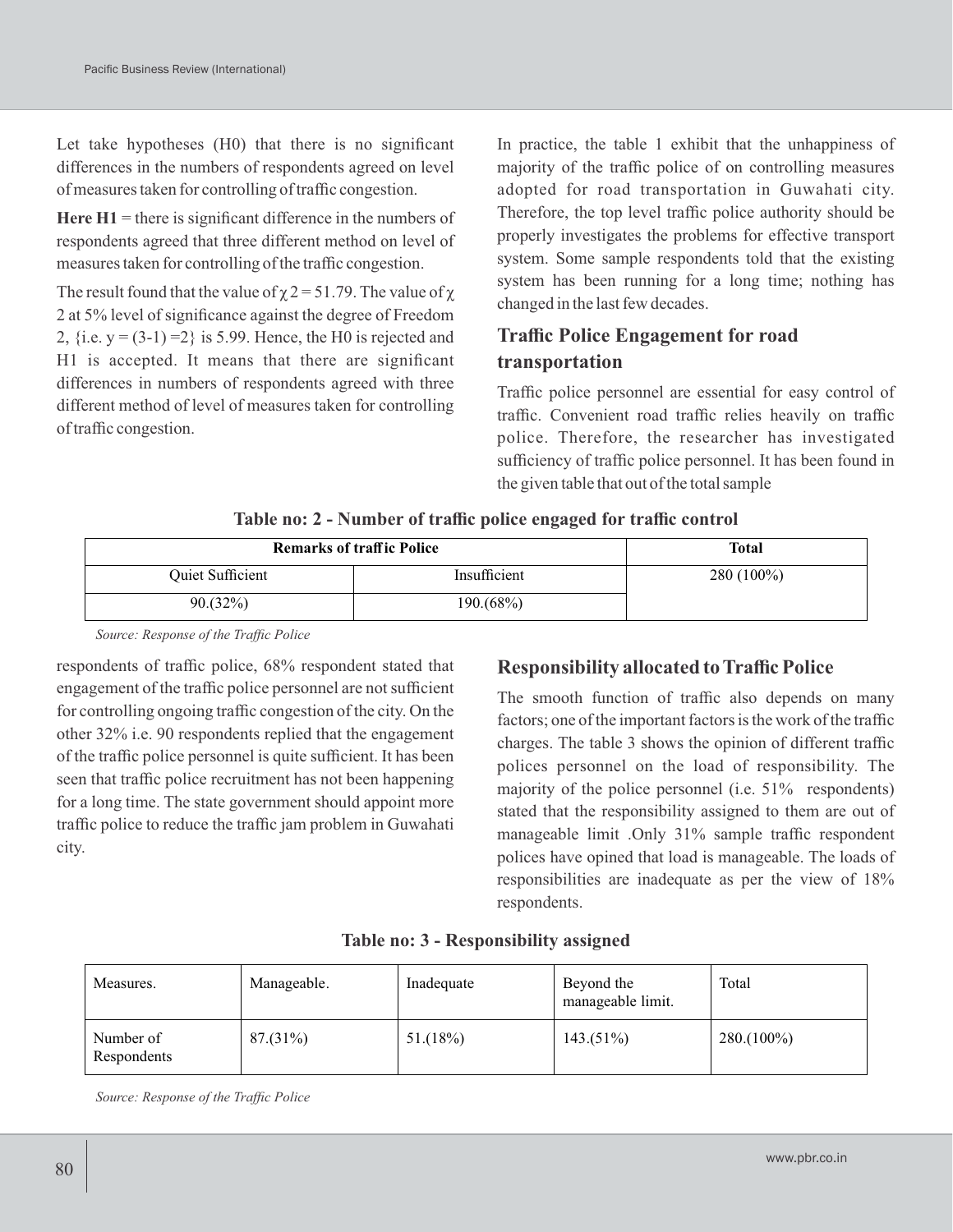Let take hypotheses (H0) that there is no significant differences in the numbers of respondents agreed on level of measures taken for controlling of traffic congestion.

**Here H1** = there is significant difference in the numbers of respondents agreed that three different method on level of measures taken for controlling of the traffic congestion.

The result found that the value of $\chi 2 = 51.79$. The value of $\chi$ 2 at 5% level of significance against the degree of Freedom 2, {i.e. $y = (3-1) = 2$} is 5.99. Hence, the H0 is rejected and H1 is accepted. It means that there are significant differences in numbers of respondents agreed with three different method of level of measures taken for controlling of traffic congestion.

In practice, the table 1 exhibit that the unhappiness of majority of the traffic police of on controlling measures adopted for road transportation in Guwahati city. Therefore, the top level traffic police authority should be properly investigates the problems for effective transport system. Some sample respondents told that the existing system has been running for a long time; nothing has changed in the last few decades.

## Traffic Police Engagement for road transportation

Traffic police personnel are essential for easy control of traffic. Convenient road traffic relies heavily on traffic police. Therefore, the researcher has investigated sufficiency of traffic police personnel. It has been found in the given table that out of the total sample respondents of traffic police, 68% respondent stated that engagement of the traffic police personnel are not sufficient for controlling ongoing traffic congestion of the city. On the other 32% i.e. 90 respondents replied that the engagement of the traffic police personnel is quite sufficient. It has been seen that traffic police recruitment has not been happening for a long time. The state government should appoint more traffic police to reduce the traffic jam problem in Guwahati city.

**Table no: 2 - Number of traffic police engaged for traffic control**

| Remarks of traffic Police | | Total |
|---|---|---|
| Quiet Sufficient | Insufficient | 280 (100%) |
| 90.(32%) | 190.(68%) | |

*Source: Response of the Traffic Police*

## Responsibility allocated to Traffic Police

The smooth function of traffic also depends on many factors; one of the important factors is the work of the traffic charges. The table 3 shows the opinion of different traffic polices personnel on the load of responsibility. The majority of the police personnel (i.e. 51% respondents) stated that the responsibility assigned to them are out of manageable limit .Only 31% sample traffic respondent polices have opined that load is manageable. The loads of responsibilities are inadequate as per the view of 18% respondents.

**Table no: 3 - Responsibility assigned**

| Measures. | Manageable. | Inadequate | Beyond the manageable limit. | Total |
|---|---|---|---|---|
| Number of Respondents | 87.(31%) | 51.(18%) | 143.(51%) | 280.(100%) |

*Source: Response of the Traffic Police*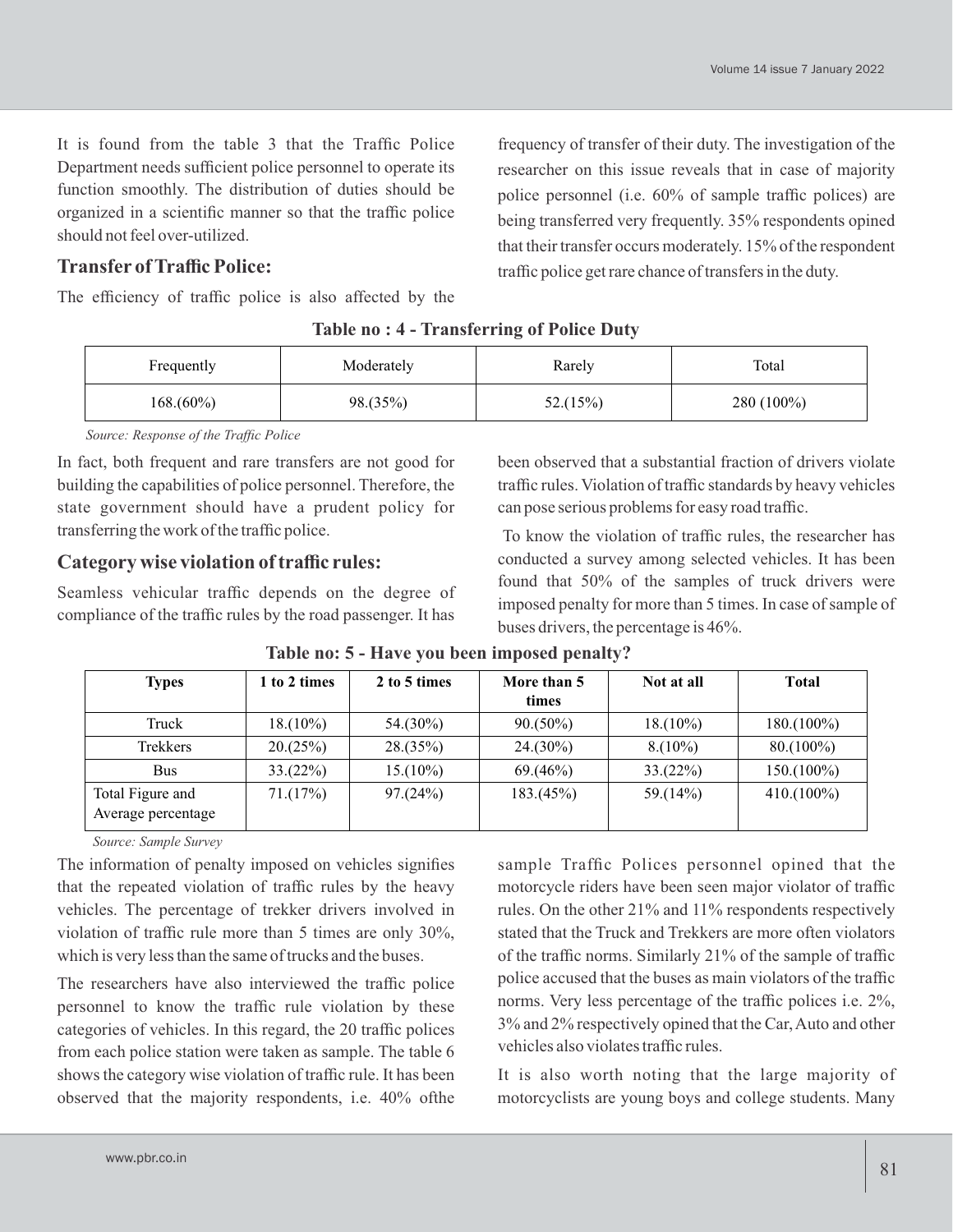It is found from the table 3 that the Traffic Police Department needs sufficient police personnel to operate its function smoothly. The distribution of duties should be organized in a scientific manner so that the traffic police should not feel over-utilized.

## Transfer of Traffic Police:

The efficiency of traffic police is also affected by the frequency of transfer of their duty. The investigation of the researcher on this issue reveals that in case of majority police personnel (i.e. 60% of sample traffic polices) are being transferred very frequently. 35% respondents opined that their transfer occurs moderately. 15% of the respondent traffic police get rare chance of transfers in the duty.

**Table no : 4 - Transferring of Police Duty**

| Frequently | Moderately | Rarely | Total |
|---|---|---|---|
| 168.(60%) | 98.(35%) | 52.(15%) | 280 (100%) |

*Source: Response of the Traffic Police*

In fact, both frequent and rare transfers are not good for building the capabilities of police personnel. Therefore, the state government should have a prudent policy for transferring the work of the traffic police.

## Category wise violation of traffic rules:

Seamless vehicular traffic depends on the degree of compliance of the traffic rules by the road passenger. It has been observed that a substantial fraction of drivers violate traffic rules. Violation of traffic standards by heavy vehicles can pose serious problems for easy road traffic.

To know the violation of traffic rules, the researcher has conducted a survey among selected vehicles. It has been found that 50% of the samples of truck drivers were imposed penalty for more than 5 times. In case of sample of buses drivers, the percentage is 46%.

**Table no: 5 - Have you been imposed penalty?**

| Types | 1 to 2 times | 2 to 5 times | More than 5 times | Not at all | Total |
|---|---|---|---|---|---|
| Truck | 18.(10%) | 54.(30%) | 90.(50%) | 18.(10%) | 180.(100%) |
| Trekkers | 20.(25%) | 28.(35%) | 24.(30%) | 8.(10%) | 80.(100%) |
| Bus | 33.(22%) | 15.(10%) | 69.(46%) | 33.(22%) | 150.(100%) |
| Total Figure and Average percentage | 71.(17%) | 97.(24%) | 183.(45%) | 59.(14%) | 410.(100%) |

*Source: Sample Survey*

The information of penalty imposed on vehicles signifies that the repeated violation of traffic rules by the heavy vehicles. The percentage of trekker drivers involved in violation of traffic rule more than 5 times are only 30%, which is very less than the same of trucks and the buses.

The researchers have also interviewed the traffic police personnel to know the traffic rule violation by these categories of vehicles. In this regard, the 20 traffic polices from each police station were taken as sample. The table 6 shows the category wise violation of traffic rule. It has been observed that the majority respondents, i.e. 40% ofthe sample Traffic Polices personnel opined that the motorcycle riders have been seen major violator of traffic rules. On the other 21% and 11% respondents respectively stated that the Truck and Trekkers are more often violators of the traffic norms. Similarly 21% of the sample of traffic police accused that the buses as main violators of the traffic norms. Very less percentage of the traffic polices i.e. 2%, 3% and 2% respectively opined that the Car, Auto and other vehicles also violates traffic rules.

It is also worth noting that the large majority of motorcyclists are young boys and college students. Many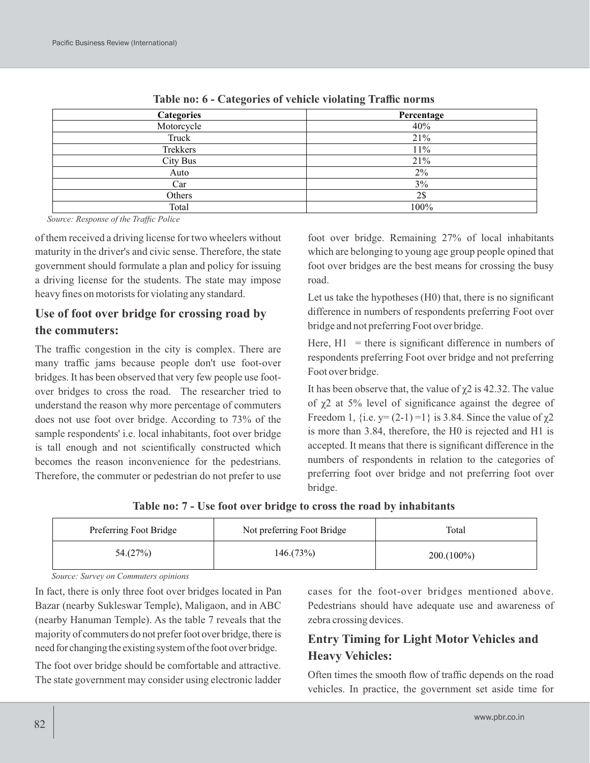**Table no: 6 - Categories of vehicle violating Traffic norms**

| Categories | Percentage |
|---|---|
| Motorcycle | 40% |
| Truck | 21% |
| Trekkers | 11% |
| City Bus | 21% |
| Auto | 2% |
| Car | 3% |
| Others | 2$ |
| Total | 100% |

*Source: Response of the Traffic Police*

of them received a driving license for two wheelers without maturity in the driver's and civic sense. Therefore, the state government should formulate a plan and policy for issuing a driving license for the students. The state may impose heavy fines on motorists for violating any standard.

## Use of foot over bridge for crossing road by the commuters:

The traffic congestion in the city is complex. There are many traffic jams because people don't use foot-over bridges. It has been observed that very few people use foot-over bridges to cross the road. The researcher tried to understand the reason why more percentage of commuters does not use foot over bridge. According to 73% of the sample respondents' i.e. local inhabitants, foot over bridge is tall enough and not scientifically constructed which becomes the reason inconvenience for the pedestrians. Therefore, the commuter or pedestrian do not prefer to use foot over bridge. Remaining 27% of local inhabitants which are belonging to young age group people opined that foot over bridges are the best means for crossing the busy road.

Let us take the hypotheses (H0) that, there is no significant difference in numbers of respondents preferring Foot over bridge and not preferring Foot over bridge.

Here, H1 = there is significant difference in numbers of respondents preferring Foot over bridge and not preferring Foot over bridge.

It has been observe that, the value of $\chi 2$ is 42.32. The value of $\chi 2$ at 5% level of significance against the degree of Freedom 1, {i.e. y= (2-1) =1} is 3.84. Since the value of $\chi 2$ is more than 3.84, therefore, the H0 is rejected and H1 is accepted. It means that there is significant difference in the numbers of respondents in relation to the categories of preferring foot over bridge and not preferring foot over bridge.

**Table no: 7 - Use foot over bridge to cross the road by inhabitants**

| Preferring Foot Bridge | Not preferring Foot Bridge | Total |
|---|---|---|
| 54.(27%) | 146.(73%) | 200.(100%) |

*Source: Survey on Commuters opinions*

In fact, there is only three foot over bridges located in Pan Bazar (nearby Sukleswar Temple), Maligaon, and in ABC (nearby Hanuman Temple). As the table 7 reveals that the majority of commuters do not prefer foot over bridge, there is need for changing the existing system of the foot over bridge.

The foot over bridge should be comfortable and attractive. The state government may consider using electronic ladder cases for the foot-over bridges mentioned above. Pedestrians should have adequate use and awareness of zebra crossing devices.

## Entry Timing for Light Motor Vehicles and Heavy Vehicles:

Often times the smooth flow of traffic depends on the road vehicles. In practice, the government set aside time for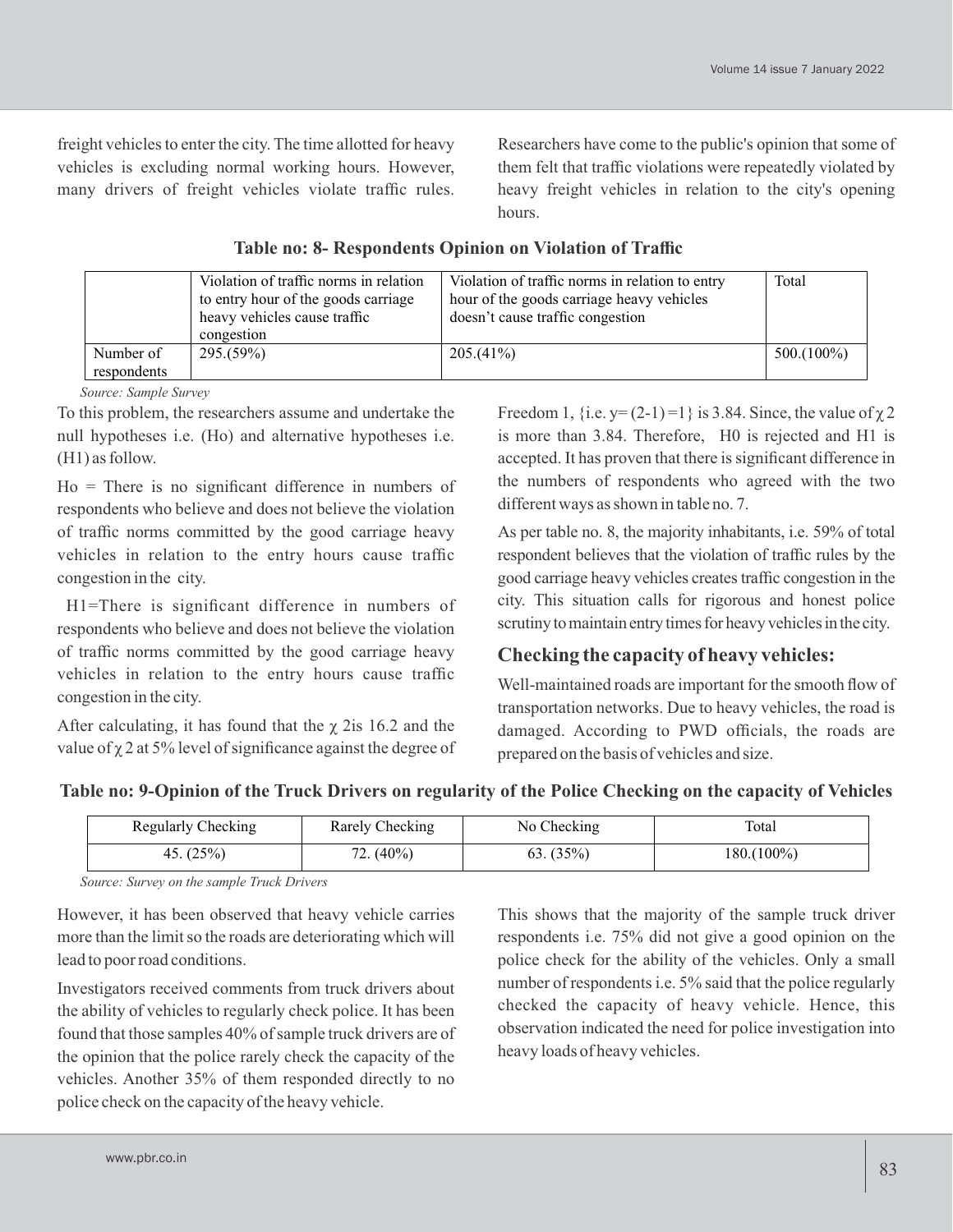freight vehicles to enter the city. The time allotted for heavy vehicles is excluding normal working hours. However, many drivers of freight vehicles violate traffic rules. Researchers have come to the public's opinion that some of them felt that traffic violations were repeatedly violated by heavy freight vehicles in relation to the city's opening hours.

**Table no: 8- Respondents Opinion on Violation of Traffic**

| | Violation of traffic norms in relation to entry hour of the goods carriage heavy vehicles cause traffic congestion | Violation of traffic norms in relation to entry hour of the goods carriage heavy vehicles doesn't cause traffic congestion | Total |
|---|---|---|---|
| Number of respondents | 295.(59%) | 205.(41%) | 500.(100%) |

*Source: Sample Survey*

To this problem, the researchers assume and undertake the null hypotheses i.e. (Ho) and alternative hypotheses i.e. (H1) as follow.

Ho = There is no significant difference in numbers of respondents who believe and does not believe the violation of traffic norms committed by the good carriage heavy vehicles in relation to the entry hours cause traffic congestion in the city.

H1=There is significant difference in numbers of respondents who believe and does not believe the violation of traffic norms committed by the good carriage heavy vehicles in relation to the entry hours cause traffic congestion in the city.

After calculating, it has found that the $\chi$ 2is 16.2 and the value of $\chi$ 2 at 5% level of significance against the degree of Freedom 1, {i.e. y= (2-1) =1} is 3.84. Since, the value of $\chi$ 2 is more than 3.84. Therefore, H0 is rejected and H1 is accepted. It has proven that there is significant difference in the numbers of respondents who agreed with the two different ways as shown in table no. 7.

As per table no. 8, the majority inhabitants, i.e. 59% of total respondent believes that the violation of traffic rules by the good carriage heavy vehicles creates traffic congestion in the city. This situation calls for rigorous and honest police scrutiny to maintain entry times for heavy vehicles in the city.

## Checking the capacity of heavy vehicles:

Well-maintained roads are important for the smooth flow of transportation networks. Due to heavy vehicles, the road is damaged. According to PWD officials, the roads are prepared on the basis of vehicles and size.

**Table no: 9-Opinion of the Truck Drivers on regularity of the Police Checking on the capacity of Vehicles**

| Regularly Checking | Rarely Checking | No Checking | Total |
|---|---|---|---|
| 45. (25%) | 72. (40%) | 63. (35%) | 180.(100%) |

*Source: Survey on the sample Truck Drivers*

However, it has been observed that heavy vehicle carries more than the limit so the roads are deteriorating which will lead to poor road conditions.

Investigators received comments from truck drivers about the ability of vehicles to regularly check police. It has been found that those samples 40% of sample truck drivers are of the opinion that the police rarely check the capacity of the vehicles. Another 35% of them responded directly to no police check on the capacity of the heavy vehicle.

This shows that the majority of the sample truck driver respondents i.e. 75% did not give a good opinion on the police check for the ability of the vehicles. Only a small number of respondents i.e. 5% said that the police regularly checked the capacity of heavy vehicle. Hence, this observation indicated the need for police investigation into heavy loads of heavy vehicles.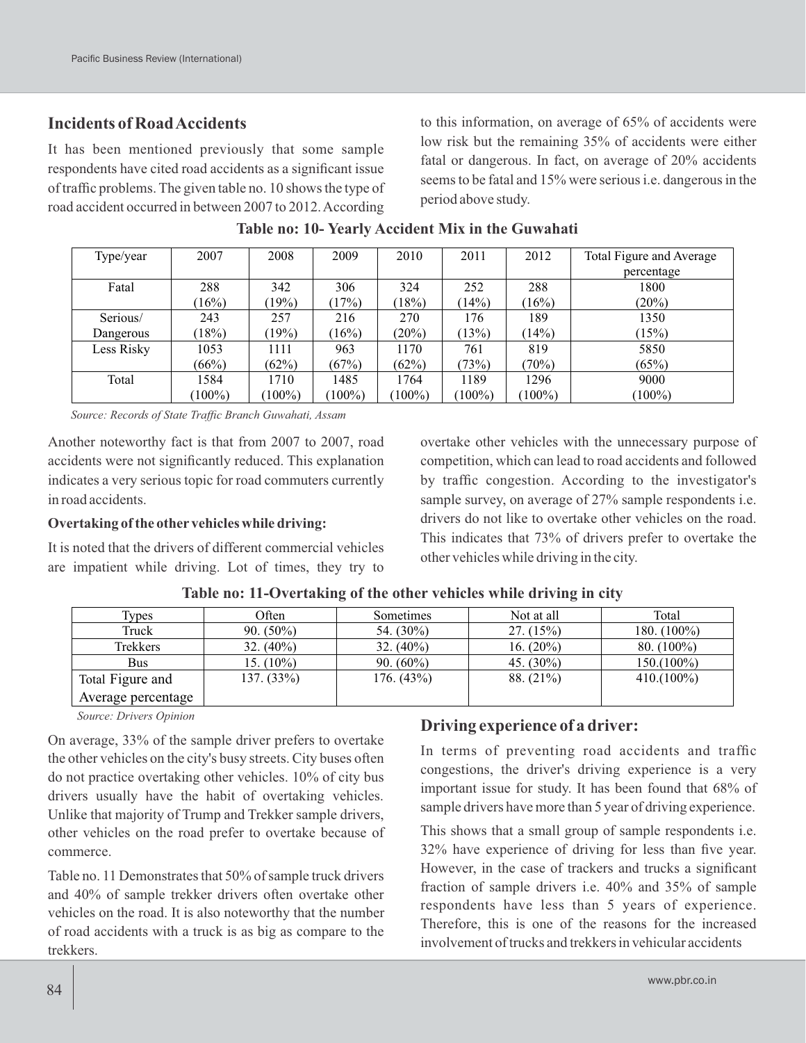## Incidents of Road Accidents

It has been mentioned previously that some sample respondents have cited road accidents as a significant issue of traffic problems. The given table no. 10 shows the type of road accident occurred in between 2007 to 2012. According to this information, on average of 65% of accidents were low risk but the remaining 35% of accidents were either fatal or dangerous. In fact, on average of 20% accidents seems to be fatal and 15% were serious i.e. dangerous in the period above study.

**Table no: 10- Yearly Accident Mix in the Guwahati**

| Type/year | 2007 | 2008 | 2009 | 2010 | 2011 | 2012 | Total Figure and Average percentage |
|---|---|---|---|---|---|---|---|
| Fatal | 288 (16%) | 342 (19%) | 306 (17%) | 324 (18%) | 252 (14%) | 288 (16%) | 1800 (20%) |
| Serious/ Dangerous | 243 (18%) | 257 (19%) | 216 (16%) | 270 (20%) | 176 (13%) | 189 (14%) | 1350 (15%) |
| Less Risky | 1053 (66%) | 1111 (62%) | 963 (67%) | 1170 (62%) | 761 (73%) | 819 (70%) | 5850 (65%) |
| Total | 1584 (100%) | 1710 (100%) | 1485 (100%) | 1764 (100%) | 1189 (100%) | 1296 (100%) | 9000 (100%) |

*Source: Records of State Traffic Branch Guwahati, Assam*

Another noteworthy fact is that from 2007 to 2007, road accidents were not significantly reduced. This explanation indicates a very serious topic for road commuters currently in road accidents.

**Overtaking of the other vehicles while driving:**

It is noted that the drivers of different commercial vehicles are impatient while driving. Lot of times, they try to overtake other vehicles with the unnecessary purpose of competition, which can lead to road accidents and followed by traffic congestion. According to the investigator's sample survey, on average of 27% sample respondents i.e. drivers do not like to overtake other vehicles on the road. This indicates that 73% of drivers prefer to overtake the other vehicles while driving in the city.

**Table no: 11-Overtaking of the other vehicles while driving in city**

| Types | Often | Sometimes | Not at all | Total |
|---|---|---|---|---|
| Truck | 90. (50%) | 54. (30%) | 27. (15%) | 180. (100%) |
| Trekkers | 32. (40%) | 32. (40%) | 16. (20%) | 80. (100%) |
| Bus | 15. (10%) | 90. (60%) | 45. (30%) | 150.(100%) |
| Total Figure and Average percentage | 137. (33%) | 176. (43%) | 88. (21%) | 410.(100%) |

*Source: Drivers Opinion*

On average, 33% of the sample driver prefers to overtake the other vehicles on the city's busy streets. City buses often do not practice overtaking other vehicles. 10% of city bus drivers usually have the habit of overtaking vehicles. Unlike that majority of Trump and Trekker sample drivers, other vehicles on the road prefer to overtake because of commerce.

Table no. 11 Demonstrates that 50% of sample truck drivers and 40% of sample trekker drivers often overtake other vehicles on the road. It is also noteworthy that the number of road accidents with a truck is as big as compare to the trekkers.

## Driving experience of a driver:

In terms of preventing road accidents and traffic congestions, the driver's driving experience is a very important issue for study. It has been found that 68% of sample drivers have more than 5 year of driving experience.

This shows that a small group of sample respondents i.e. 32% have experience of driving for less than five year. However, in the case of trackers and trucks a significant fraction of sample drivers i.e. 40% and 35% of sample respondents have less than 5 years of experience. Therefore, this is one of the reasons for the increased involvement of trucks and trekkers in vehicular accidents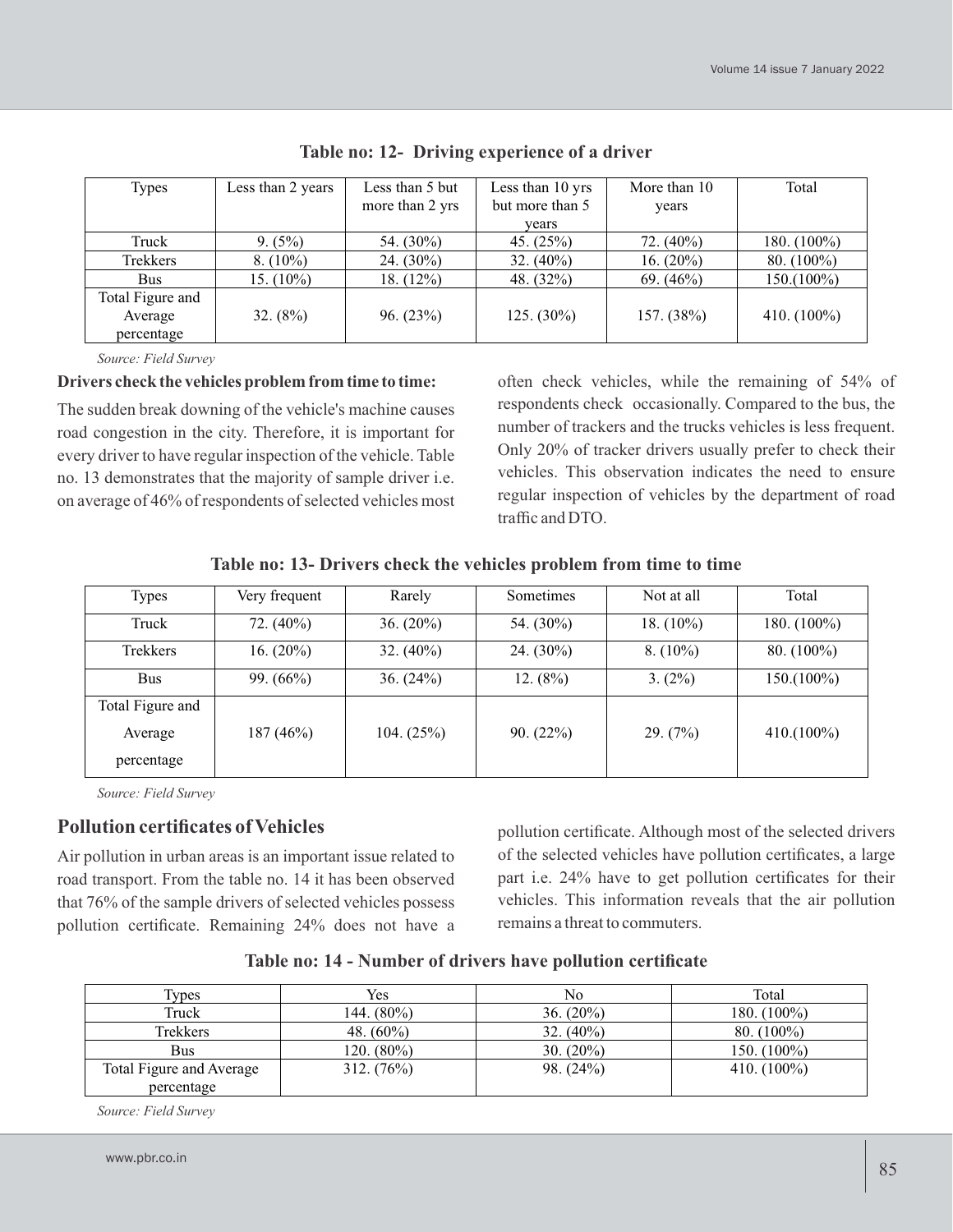**Table no: 12- Driving experience of a driver**

| Types | Less than 2 years | Less than 5 but more than 2 yrs | Less than 10 yrs but more than 5 years | More than 10 years | Total |
|---|---|---|---|---|---|
| Truck | 9. (5%) | 54. (30%) | 45. (25%) | 72. (40%) | 180. (100%) |
| Trekkers | 8. (10%) | 24. (30%) | 32. (40%) | 16. (20%) | 80. (100%) |
| Bus | 15. (10%) | 18. (12%) | 48. (32%) | 69. (46%) | 150.(100%) |
| Total Figure and Average percentage | 32. (8%) | 96. (23%) | 125. (30%) | 157. (38%) | 410. (100%) |

*Source: Field Survey*

**Drivers check the vehicles problem from time to time:**

The sudden break downing of the vehicle's machine causes road congestion in the city. Therefore, it is important for every driver to have regular inspection of the vehicle. Table no. 13 demonstrates that the majority of sample driver i.e. on average of 46% of respondents of selected vehicles most often check vehicles, while the remaining of 54% of respondents check occasionally. Compared to the bus, the number of trackers and the trucks vehicles is less frequent. Only 20% of tracker drivers usually prefer to check their vehicles. This observation indicates the need to ensure regular inspection of vehicles by the department of road traffic and DTO.

**Table no: 13- Drivers check the vehicles problem from time to time**

| Types | Very frequent | Rarely | Sometimes | Not at all | Total |
|---|---|---|---|---|---|
| Truck | 72. (40%) | 36. (20%) | 54. (30%) | 18. (10%) | 180. (100%) |
| Trekkers | 16. (20%) | 32. (40%) | 24. (30%) | 8. (10%) | 80. (100%) |
| Bus | 99. (66%) | 36. (24%) | 12. (8%) | 3. (2%) | 150.(100%) |
| Total Figure and Average percentage | 187 (46%) | 104. (25%) | 90. (22%) | 29. (7%) | 410.(100%) |

*Source: Field Survey*

## Pollution certificates of Vehicles

Air pollution in urban areas is an important issue related to road transport. From the table no. 14 it has been observed that 76% of the sample drivers of selected vehicles possess pollution certificate. Remaining 24% does not have a pollution certificate. Although most of the selected drivers of the selected vehicles have pollution certificates, a large part i.e. 24% have to get pollution certificates for their vehicles. This information reveals that the air pollution remains a threat to commuters.

**Table no: 14 - Number of drivers have pollution certificate**

| Types | Yes | No | Total |
|---|---|---|---|
| Truck | 144. (80%) | 36. (20%) | 180. (100%) |
| Trekkers | 48. (60%) | 32. (40%) | 80. (100%) |
| Bus | 120. (80%) | 30. (20%) | 150. (100%) |
| Total Figure and Average percentage | 312. (76%) | 98. (24%) | 410. (100%) |

*Source: Field Survey*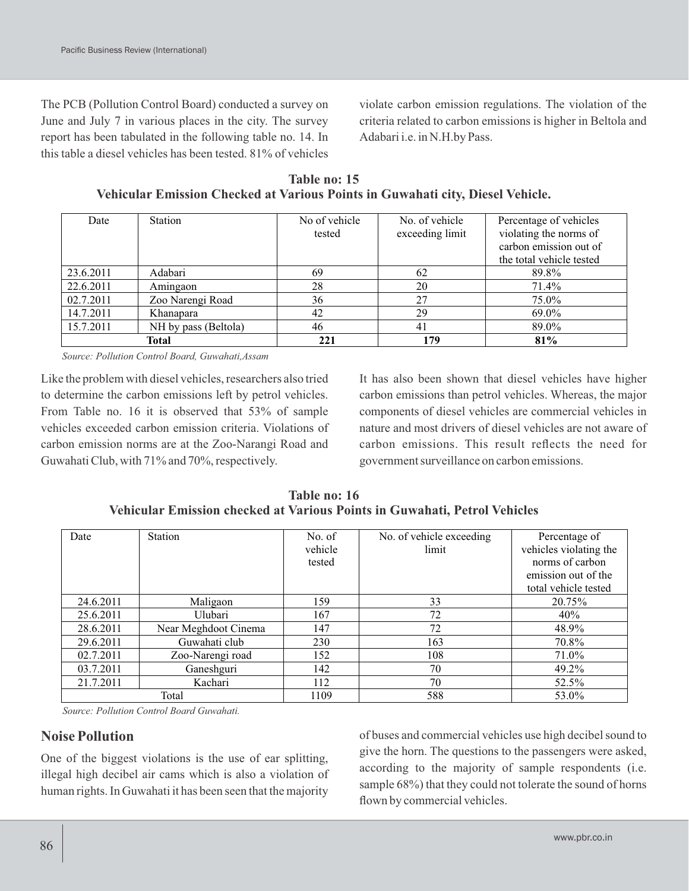The PCB (Pollution Control Board) conducted a survey on June and July 7 in various places in the city. The survey report has been tabulated in the following table no. 14. In this table a diesel vehicles has been tested. 81% of vehicles violate carbon emission regulations. The violation of the criteria related to carbon emissions is higher in Beltola and Adabari i.e. in N.H.by Pass.

**Table no: 15**
**Vehicular Emission Checked at Various Points in Guwahati city, Diesel Vehicle.**

| Date | Station | No of vehicle tested | No. of vehicle exceeding limit | Percentage of vehicles violating the norms of carbon emission out of the total vehicle tested |
|---|---|---|---|---|
| 23.6.2011 | Adabari | 69 | 62 | 89.8% |
| 22.6.2011 | Amingaon | 28 | 20 | 71.4% |
| 02.7.2011 | Zoo Narengi Road | 36 | 27 | 75.0% |
| 14.7.2011 | Khanapara | 42 | 29 | 69.0% |
| 15.7.2011 | NH by pass (Beltola) | 46 | 41 | 89.0% |
| **Total** | | **221** | **179** | **81%** |

*Source: Pollution Control Board, Guwahati,Assam*

Like the problem with diesel vehicles, researchers also tried to determine the carbon emissions left by petrol vehicles. From Table no. 16 it is observed that 53% of sample vehicles exceeded carbon emission criteria. Violations of carbon emission norms are at the Zoo-Narangi Road and Guwahati Club, with 71% and 70%, respectively.

It has also been shown that diesel vehicles have higher carbon emissions than petrol vehicles. Whereas, the major components of diesel vehicles are commercial vehicles in nature and most drivers of diesel vehicles are not aware of carbon emissions. This result reflects the need for government surveillance on carbon emissions.

**Table no: 16**
**Vehicular Emission checked at Various Points in Guwahati, Petrol Vehicles**

| Date | Station | No. of vehicle tested | No. of vehicle exceeding limit | Percentage of vehicles violating the norms of carbon emission out of the total vehicle tested |
|---|---|---|---|---|
| 24.6.2011 | Maligaon | 159 | 33 | 20.75% |
| 25.6.2011 | Ulubari | 167 | 72 | 40% |
| 28.6.2011 | Near Meghdoot Cinema | 147 | 72 | 48.9% |
| 29.6.2011 | Guwahati club | 230 | 163 | 70.8% |
| 02.7.2011 | Zoo-Narengi road | 152 | 108 | 71.0% |
| 03.7.2011 | Ganeshguri | 142 | 70 | 49.2% |
| 21.7.2011 | Kachari | 112 | 70 | 52.5% |
| Total | | 1109 | 588 | 53.0% |

*Source: Pollution Control Board Guwahati.*

## Noise Pollution

One of the biggest violations is the use of ear splitting, illegal high decibel air cams which is also a violation of human rights. In Guwahati it has been seen that the majority of buses and commercial vehicles use high decibel sound to give the horn. The questions to the passengers were asked, according to the majority of sample respondents (i.e. sample 68%) that they could not tolerate the sound of horns flown by commercial vehicles.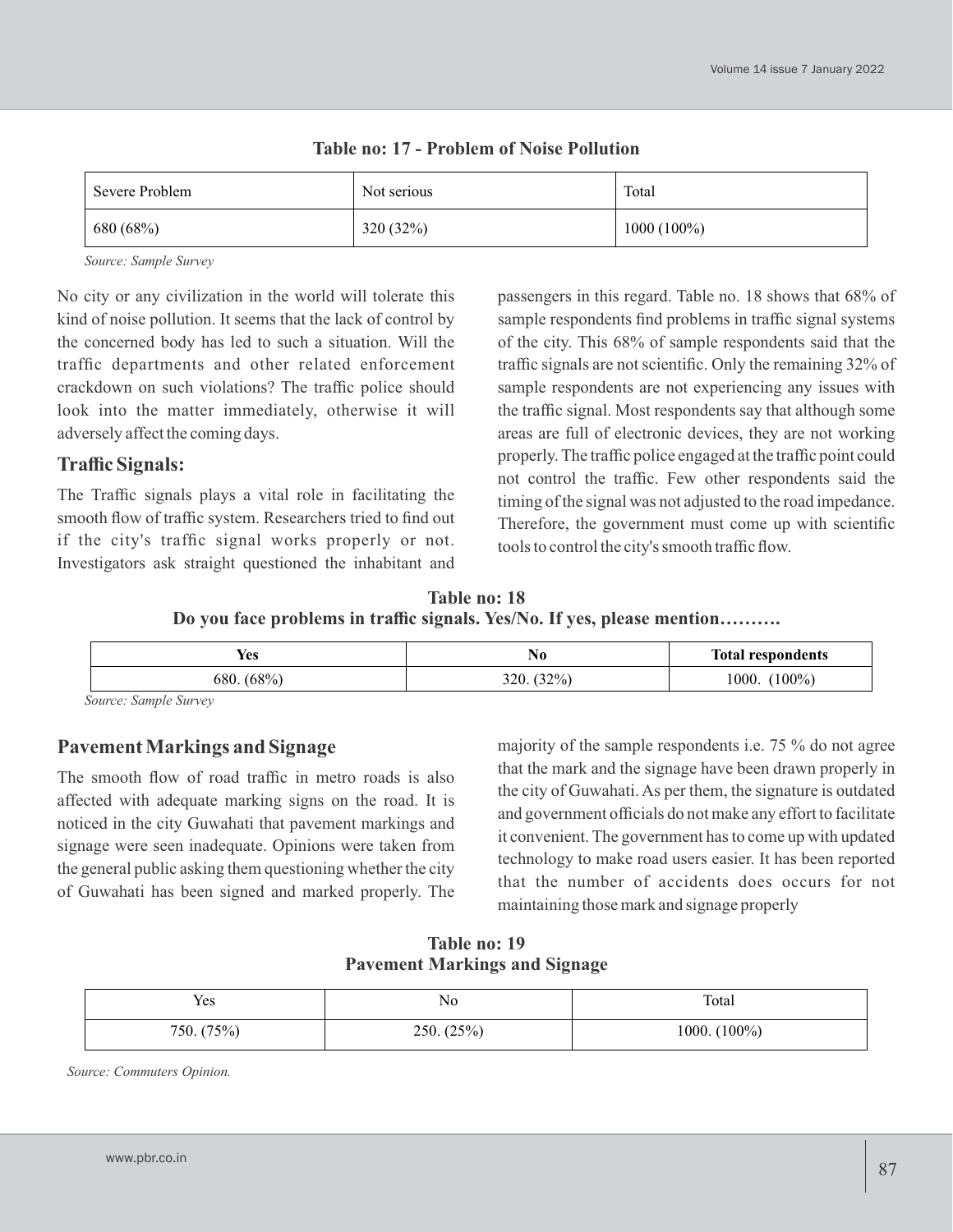**Table no: 17 - Problem of Noise Pollution**

| Severe Problem | Not serious | Total |
|---|---|---|
| 680 (68%) | 320 (32%) | 1000 (100%) |

*Source: Sample Survey*

No city or any civilization in the world will tolerate this kind of noise pollution. It seems that the lack of control by the concerned body has led to such a situation. Will the traffic departments and other related enforcement crackdown on such violations? The traffic police should look into the matter immediately, otherwise it will adversely affect the coming days.

## Traffic Signals:

The Traffic signals plays a vital role in facilitating the smooth flow of traffic system. Researchers tried to find out if the city's traffic signal works properly or not. Investigators ask straight questioned the inhabitant and passengers in this regard. Table no. 18 shows that 68% of sample respondents find problems in traffic signal systems of the city. This 68% of sample respondents said that the traffic signals are not scientific. Only the remaining 32% of sample respondents are not experiencing any issues with the traffic signal. Most respondents say that although some areas are full of electronic devices, they are not working properly. The traffic police engaged at the traffic point could not control the traffic. Few other respondents said the timing of the signal was not adjusted to the road impedance. Therefore, the government must come up with scientific tools to control the city's smooth traffic flow.

**Table no: 18**
**Do you face problems in traffic signals. Yes/No. If yes, please mention……….**

| Yes | No | Total respondents |
|---|---|---|
| 680. (68%) | 320. (32%) | 1000. (100%) |

*Source: Sample Survey*

## Pavement Markings and Signage

The smooth flow of road traffic in metro roads is also affected with adequate marking signs on the road. It is noticed in the city Guwahati that pavement markings and signage were seen inadequate. Opinions were taken from the general public asking them questioning whether the city of Guwahati has been signed and marked properly. The majority of the sample respondents i.e. 75 % do not agree that the mark and the signage have been drawn properly in the city of Guwahati. As per them, the signature is outdated and government officials do not make any effort to facilitate it convenient. The government has to come up with updated technology to make road users easier. It has been reported that the number of accidents does occurs for not maintaining those mark and signage properly

**Table no: 19**
**Pavement Markings and Signage**

| Yes | No | Total |
|---|---|---|
| 750. (75%) | 250. (25%) | 1000. (100%) |

*Source: Commuters Opinion.*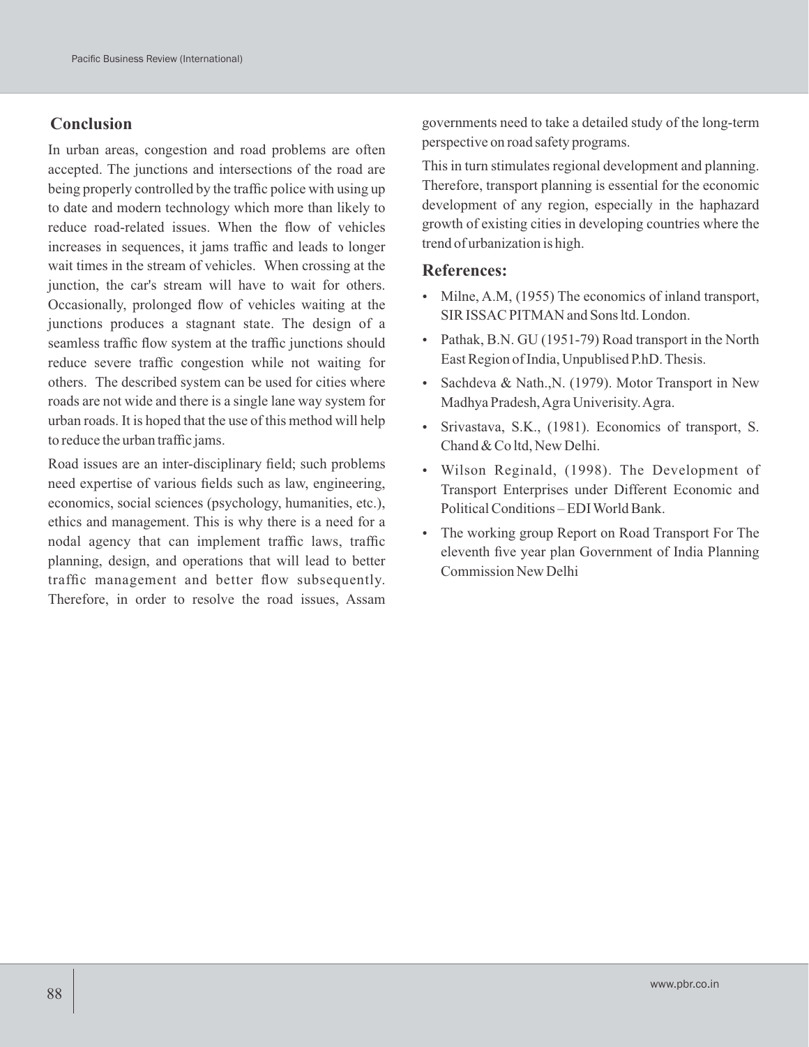## Conclusion

In urban areas, congestion and road problems are often accepted. The junctions and intersections of the road are being properly controlled by the traffic police with using up to date and modern technology which more than likely to reduce road-related issues. When the flow of vehicles increases in sequences, it jams traffic and leads to longer wait times in the stream of vehicles. When crossing at the junction, the car's stream will have to wait for others. Occasionally, prolonged flow of vehicles waiting at the junctions produces a stagnant state. The design of a seamless traffic flow system at the traffic junctions should reduce severe traffic congestion while not waiting for others. The described system can be used for cities where roads are not wide and there is a single lane way system for urban roads. It is hoped that the use of this method will help to reduce the urban traffic jams.

Road issues are an inter-disciplinary field; such problems need expertise of various fields such as law, engineering, economics, social sciences (psychology, humanities, etc.), ethics and management. This is why there is a need for a nodal agency that can implement traffic laws, traffic planning, design, and operations that will lead to better traffic management and better flow subsequently. Therefore, in order to resolve the road issues, Assam governments need to take a detailed study of the long-term perspective on road safety programs.

This in turn stimulates regional development and planning. Therefore, transport planning is essential for the economic development of any region, especially in the haphazard growth of existing cities in developing countries where the trend of urbanization is high.

## References:

- Milne, A.M, (1955) The economics of inland transport, SIR ISSAC PITMAN and Sons ltd. London.
- Pathak, B.N. GU (1951-79) Road transport in the North East Region of India, Unpublised P.hD. Thesis.
- Sachdeva & Nath.,N. (1979). Motor Transport in New Madhya Pradesh, Agra Univerisity. Agra.
- Srivastava, S.K., (1981). Economics of transport, S. Chand & Co ltd, New Delhi.
- Wilson Reginald, (1998). The Development of Transport Enterprises under Different Economic and Political Conditions – EDI World Bank.
- The working group Report on Road Transport For The eleventh five year plan Government of India Planning Commission New Delhi